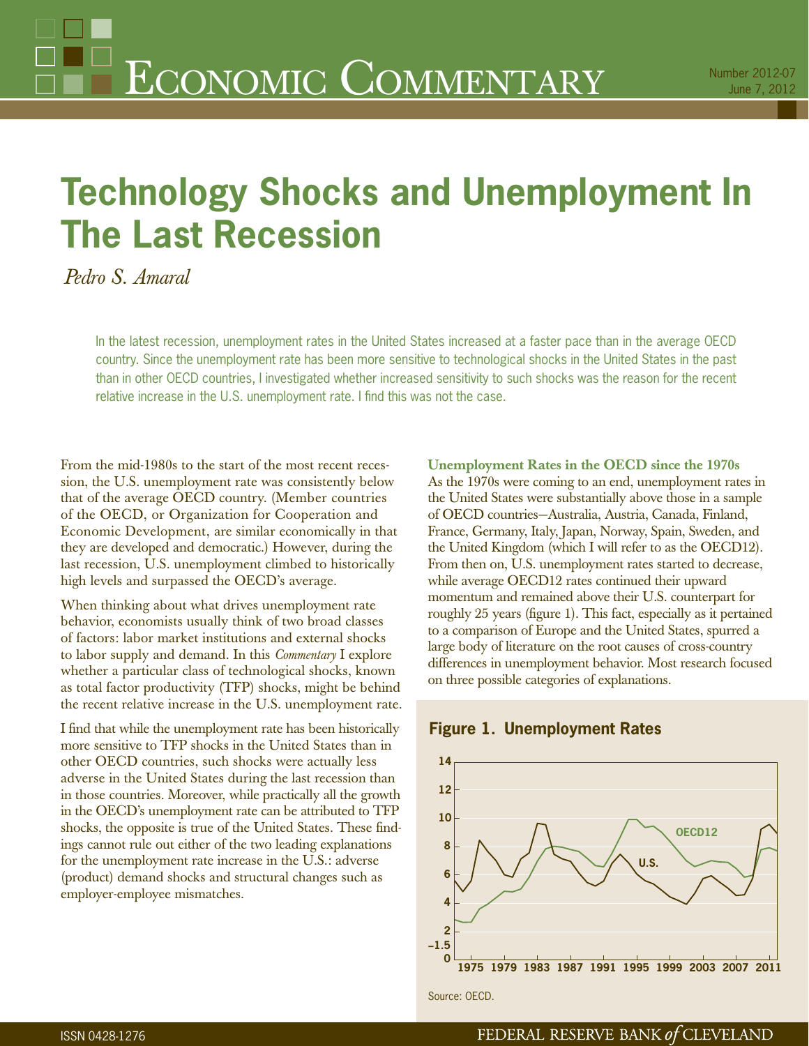# Economic Commentary

Number 2012-07
June 7, 2012

# Technology Shocks and Unemployment In The Last Recession

*Pedro S. Amaral*

In the latest recession, unemployment rates in the United States increased at a faster pace than in the average OECD country. Since the unemployment rate has been more sensitive to technological shocks in the United States in the past than in other OECD countries, I investigated whether increased sensitivity to such shocks was the reason for the recent relative increase in the U.S. unemployment rate. I find this was not the case.

From the mid-1980s to the start of the most recent recession, the U.S. unemployment rate was consistently below that of the average OECD country. (Member countries of the OECD, or Organization for Cooperation and Economic Development, are similar economically in that they are developed and democratic.) However, during the last recession, U.S. unemployment climbed to historically high levels and surpassed the OECD's average.

When thinking about what drives unemployment rate behavior, economists usually think of two broad classes of factors: labor market institutions and external shocks to labor supply and demand. In this *Commentary* I explore whether a particular class of technological shocks, known as total factor productivity (TFP) shocks, might be behind the recent relative increase in the U.S. unemployment rate.

I find that while the unemployment rate has been historically more sensitive to TFP shocks in the United States than in other OECD countries, such shocks were actually less adverse in the United States during the last recession than in those countries. Moreover, while practically all the growth in the OECD's unemployment rate can be attributed to TFP shocks, the opposite is true of the United States. These findings cannot rule out either of the two leading explanations for the unemployment rate increase in the U.S.: adverse (product) demand shocks and structural changes such as employer-employee mismatches.

### Unemployment Rates in the OECD since the 1970s

As the 1970s were coming to an end, unemployment rates in the United States were substantially above those in a sample of OECD countries—Australia, Austria, Canada, Finland, France, Germany, Italy, Japan, Norway, Spain, Sweden, and the United Kingdom (which I will refer to as the OECD12). From then on, U.S. unemployment rates started to decrease, while average OECD12 rates continued their upward momentum and remained above their U.S. counterpart for roughly 25 years (figure 1). This fact, especially as it pertained to a comparison of Europe and the United States, spurred a large body of literature on the root causes of cross-country differences in unemployment behavior. Most research focused on three possible categories of explanations.

**Figure 1. Unemployment Rates**

Source: OECD.

ISSN 0428-1276

FEDERAL RESERVE BANK *of* CLEVELAND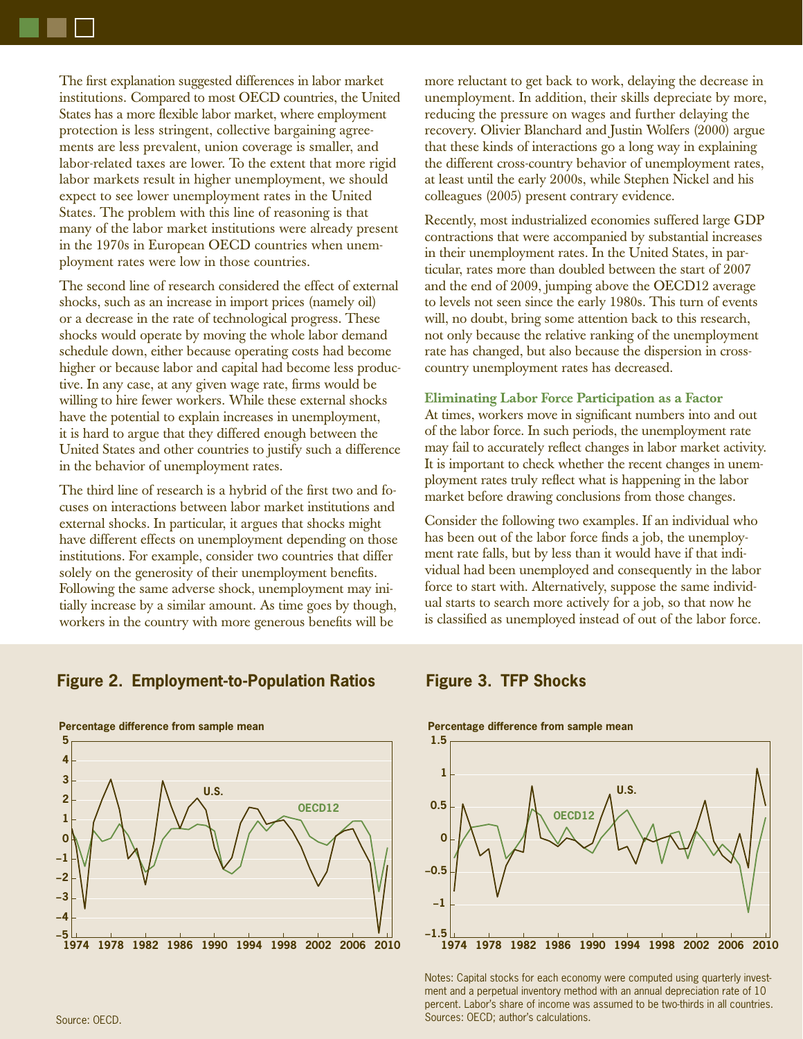The first explanation suggested differences in labor market institutions. Compared to most OECD countries, the United States has a more flexible labor market, where employment protection is less stringent, collective bargaining agreements are less prevalent, union coverage is smaller, and labor-related taxes are lower. To the extent that more rigid labor markets result in higher unemployment, we should expect to see lower unemployment rates in the United States. The problem with this line of reasoning is that many of the labor market institutions were already present in the 1970s in European OECD countries when unemployment rates were low in those countries.

The second line of research considered the effect of external shocks, such as an increase in import prices (namely oil) or a decrease in the rate of technological progress. These shocks would operate by moving the whole labor demand schedule down, either because operating costs had become higher or because labor and capital had become less productive. In any case, at any given wage rate, firms would be willing to hire fewer workers. While these external shocks have the potential to explain increases in unemployment, it is hard to argue that they differed enough between the United States and other countries to justify such a difference in the behavior of unemployment rates.

The third line of research is a hybrid of the first two and focuses on interactions between labor market institutions and external shocks. In particular, it argues that shocks might have different effects on unemployment depending on those institutions. For example, consider two countries that differ solely on the generosity of their unemployment benefits. Following the same adverse shock, unemployment may initially increase by a similar amount. As time goes by though, workers in the country with more generous benefits will be more reluctant to get back to work, delaying the decrease in unemployment. In addition, their skills depreciate by more, reducing the pressure on wages and further delaying the recovery. Olivier Blanchard and Justin Wolfers (2000) argue that these kinds of interactions go a long way in explaining the different cross-country behavior of unemployment rates, at least until the early 2000s, while Stephen Nickel and his colleagues (2005) present contrary evidence.

Recently, most industrialized economies suffered large GDP contractions that were accompanied by substantial increases in their unemployment rates. In the United States, in particular, rates more than doubled between the start of 2007 and the end of 2009, jumping above the OECD12 average to levels not seen since the early 1980s. This turn of events will, no doubt, bring some attention back to this research, not only because the relative ranking of the unemployment rate has changed, but also because the dispersion in cross-country unemployment rates has decreased.

### Eliminating Labor Force Participation as a Factor

At times, workers move in significant numbers into and out of the labor force. In such periods, the unemployment rate may fail to accurately reflect changes in labor market activity. It is important to check whether the recent changes in unemployment rates truly reflect what is happening in the labor market before drawing conclusions from those changes.

Consider the following two examples. If an individual who has been out of the labor force finds a job, the unemployment rate falls, but by less than it would have if that individual had been unemployed and consequently in the labor force to start with. Alternatively, suppose the same individual starts to search more actively for a job, so that now he is classified as unemployed instead of out of the labor force.

**Figure 2. Employment-to-Population Ratios**

Percentage difference from sample mean

Source: OECD.

**Figure 3. TFP Shocks**

Percentage difference from sample mean

Notes: Capital stocks for each economy were computed using quarterly investment and a perpetual inventory method with an annual depreciation rate of 10 percent. Labor's share of income was assumed to be two-thirds in all countries.
Sources: OECD; author's calculations.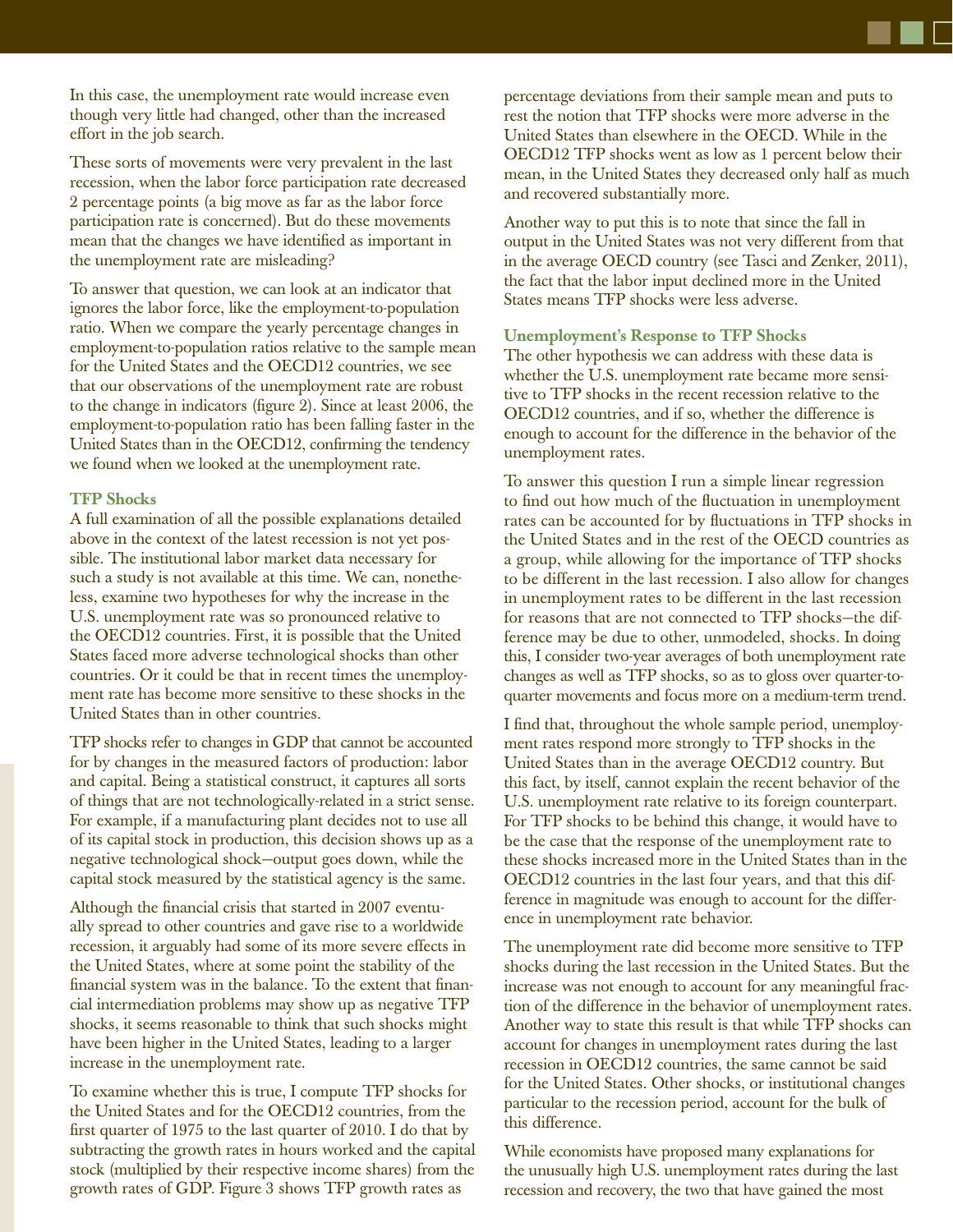In this case, the unemployment rate would increase even though very little had changed, other than the increased effort in the job search.

These sorts of movements were very prevalent in the last recession, when the labor force participation rate decreased 2 percentage points (a big move as far as the labor force participation rate is concerned). But do these movements mean that the changes we have identified as important in the unemployment rate are misleading?

To answer that question, we can look at an indicator that ignores the labor force, like the employment-to-population ratio. When we compare the yearly percentage changes in employment-to-population ratios relative to the sample mean for the United States and the OECD12 countries, we see that our observations of the unemployment rate are robust to the change in indicators (figure 2). Since at least 2006, the employment-to-population ratio has been falling faster in the United States than in the OECD12, confirming the tendency we found when we looked at the unemployment rate.

### TFP Shocks

A full examination of all the possible explanations detailed above in the context of the latest recession is not yet possible. The institutional labor market data necessary for such a study is not available at this time. We can, nonetheless, examine two hypotheses for why the increase in the U.S. unemployment rate was so pronounced relative to the OECD12 countries. First, it is possible that the United States faced more adverse technological shocks than other countries. Or it could be that in recent times the unemployment rate has become more sensitive to these shocks in the United States than in other countries.

TFP shocks refer to changes in GDP that cannot be accounted for by changes in the measured factors of production: labor and capital. Being a statistical construct, it captures all sorts of things that are not technologically-related in a strict sense. For example, if a manufacturing plant decides not to use all of its capital stock in production, this decision shows up as a negative technological shock—output goes down, while the capital stock measured by the statistical agency is the same.

Although the financial crisis that started in 2007 eventually spread to other countries and gave rise to a worldwide recession, it arguably had some of its more severe effects in the United States, where at some point the stability of the financial system was in the balance. To the extent that financial intermediation problems may show up as negative TFP shocks, it seems reasonable to think that such shocks might have been higher in the United States, leading to a larger increase in the unemployment rate.

To examine whether this is true, I compute TFP shocks for the United States and for the OECD12 countries, from the first quarter of 1975 to the last quarter of 2010. I do that by subtracting the growth rates in hours worked and the capital stock (multiplied by their respective income shares) from the growth rates of GDP. Figure 3 shows TFP growth rates as percentage deviations from their sample mean and puts to rest the notion that TFP shocks were more adverse in the United States than elsewhere in the OECD. While in the OECD12 TFP shocks went as low as 1 percent below their mean, in the United States they decreased only half as much and recovered substantially more.

Another way to put this is to note that since the fall in output in the United States was not very different from that in the average OECD country (see Tasci and Zenker, 2011), the fact that the labor input declined more in the United States means TFP shocks were less adverse.

### Unemployment's Response to TFP Shocks

The other hypothesis we can address with these data is whether the U.S. unemployment rate became more sensitive to TFP shocks in the recent recession relative to the OECD12 countries, and if so, whether the difference is enough to account for the difference in the behavior of the unemployment rates.

To answer this question I run a simple linear regression to find out how much of the fluctuation in unemployment rates can be accounted for by fluctuations in TFP shocks in the United States and in the rest of the OECD countries as a group, while allowing for the importance of TFP shocks to be different in the last recession. I also allow for changes in unemployment rates to be different in the last recession for reasons that are not connected to TFP shocks—the difference may be due to other, unmodeled, shocks. In doing this, I consider two-year averages of both unemployment rate changes as well as TFP shocks, so as to gloss over quarter-to-quarter movements and focus more on a medium-term trend.

I find that, throughout the whole sample period, unemployment rates respond more strongly to TFP shocks in the United States than in the average OECD12 country. But this fact, by itself, cannot explain the recent behavior of the U.S. unemployment rate relative to its foreign counterpart. For TFP shocks to be behind this change, it would have to be the case that the response of the unemployment rate to these shocks increased more in the United States than in the OECD12 countries in the last four years, and that this difference in magnitude was enough to account for the difference in unemployment rate behavior.

The unemployment rate did become more sensitive to TFP shocks during the last recession in the United States. But the increase was not enough to account for any meaningful fraction of the difference in the behavior of unemployment rates. Another way to state this result is that while TFP shocks can account for changes in unemployment rates during the last recession in OECD12 countries, the same cannot be said for the United States. Other shocks, or institutional changes particular to the recession period, account for the bulk of this difference.

While economists have proposed many explanations for the unusually high U.S. unemployment rates during the last recession and recovery, the two that have gained the most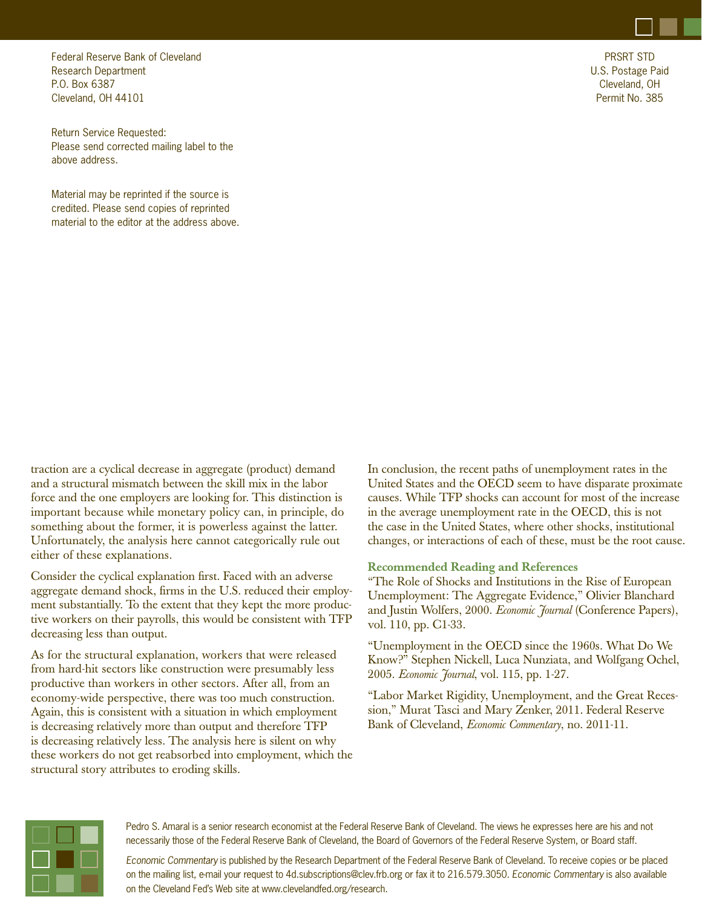Federal Reserve Bank of Cleveland
Research Department
P.O. Box 6387
Cleveland, OH 44101

PRSRT STD
U.S. Postage Paid
Cleveland, OH
Permit No. 385

Return Service Requested:
Please send corrected mailing label to the above address.

Material may be reprinted if the source is credited. Please send copies of reprinted material to the editor at the address above.

traction are a cyclical decrease in aggregate (product) demand and a structural mismatch between the skill mix in the labor force and the one employers are looking for. This distinction is important because while monetary policy can, in principle, do something about the former, it is powerless against the latter. Unfortunately, the analysis here cannot categorically rule out either of these explanations.

Consider the cyclical explanation first. Faced with an adverse aggregate demand shock, firms in the U.S. reduced their employment substantially. To the extent that they kept the more productive workers on their payrolls, this would be consistent with TFP decreasing less than output.

As for the structural explanation, workers that were released from hard-hit sectors like construction were presumably less productive than workers in other sectors. After all, from an economy-wide perspective, there was too much construction. Again, this is consistent with a situation in which employment is decreasing relatively more than output and therefore TFP is decreasing relatively less. The analysis here is silent on why these workers do not get reabsorbed into employment, which the structural story attributes to eroding skills.

In conclusion, the recent paths of unemployment rates in the United States and the OECD seem to have disparate proximate causes. While TFP shocks can account for most of the increase in the average unemployment rate in the OECD, this is not the case in the United States, where other shocks, institutional changes, or interactions of each of these, must be the root cause.

## Recommended Reading and References

"The Role of Shocks and Institutions in the Rise of European Unemployment: The Aggregate Evidence," Olivier Blanchard and Justin Wolfers, 2000. *Economic Journal* (Conference Papers), vol. 110, pp. C1-33.

"Unemployment in the OECD since the 1960s. What Do We Know?" Stephen Nickell, Luca Nunziata, and Wolfgang Ochel, 2005. *Economic Journal*, vol. 115, pp. 1-27.

"Labor Market Rigidity, Unemployment, and the Great Recession," Murat Tasci and Mary Zenker, 2011. Federal Reserve Bank of Cleveland, *Economic Commentary*, no. 2011-11.

Pedro S. Amaral is a senior research economist at the Federal Reserve Bank of Cleveland. The views he expresses here are his and not necessarily those of the Federal Reserve Bank of Cleveland, the Board of Governors of the Federal Reserve System, or Board staff.

*Economic Commentary* is published by the Research Department of the Federal Reserve Bank of Cleveland. To receive copies or be placed on the mailing list, e-mail your request to 4d.subscriptions@clev.frb.org or fax it to 216.579.3050. *Economic Commentary* is also available on the Cleveland Fed's Web site at www.clevelandfed.org/research.